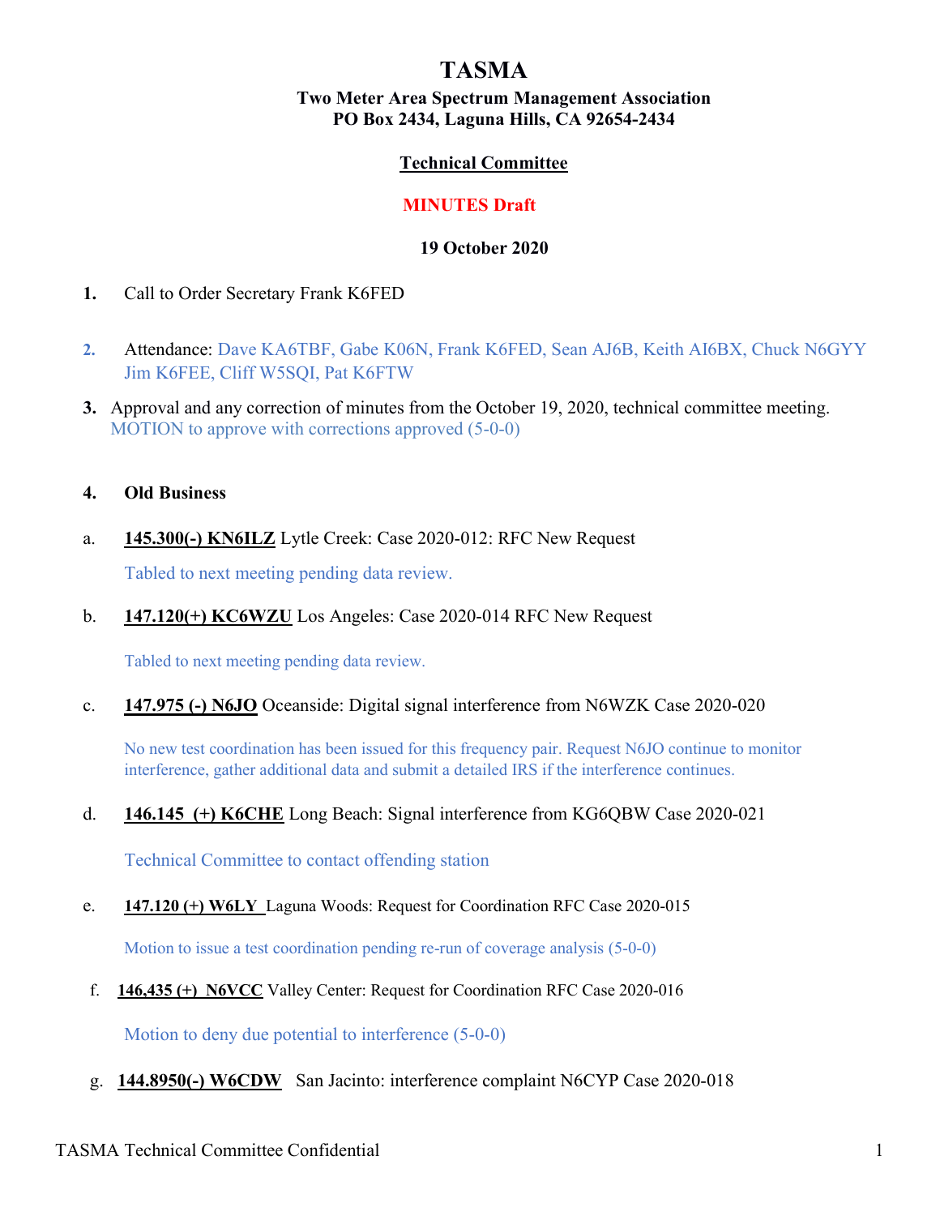# TASMA

**Two Meter Area Spectrum Management Association**
**PO Box 2434, Laguna Hills, CA 92654-2434**

**Technical Committee**

**MINUTES Draft**

**19 October 2020**

1. Call to Order Secretary Frank K6FED

2. Attendance: Dave KA6TBF, Gabe K06N, Frank K6FED, Sean AJ6B, Keith AI6BX, Chuck N6GYY Jim K6FEE, Cliff W5SQI, Pat K6FTW

3. Approval and any correction of minutes from the October 19, 2020, technical committee meeting.
   MOTION to approve with corrections approved (5-0-0)

4. **Old Business**

a. **145.300(-) KN6ILZ** Lytle Creek: Case 2020-012: RFC New Request

   Tabled to next meeting pending data review.

b. **147.120(+) KC6WZU** Los Angeles: Case 2020-014 RFC New Request

   Tabled to next meeting pending data review.

c. **147.975 (-) N6JO** Oceanside: Digital signal interference from N6WZK Case 2020-020

   No new test coordination has been issued for this frequency pair. Request N6JO continue to monitor interference, gather additional data and submit a detailed IRS if the interference continues.

d. **146.145 (+) K6CHE** Long Beach: Signal interference from KG6QBW Case 2020-021

   Technical Committee to contact offending station

e. **147.120 (+) W6LY** Laguna Woods: Request for Coordination RFC Case 2020-015

   Motion to issue a test coordination pending re-run of coverage analysis (5-0-0)

f. **146,435 (+) N6VCC** Valley Center: Request for Coordination RFC Case 2020-016

   Motion to deny due potential to interference (5-0-0)

g. **144.8950(-) W6CDW** San Jacinto: interference complaint N6CYP Case 2020-018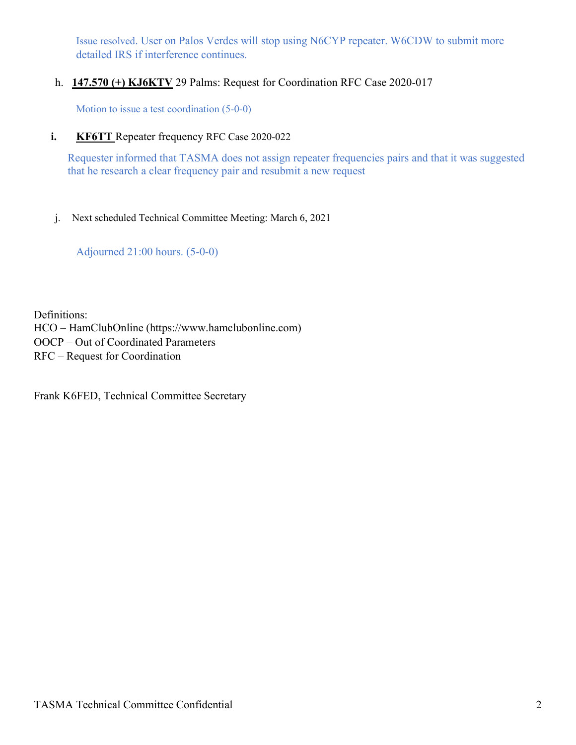Issue resolved. User on Palos Verdes will stop using N6CYP repeater. W6CDW to submit more detailed IRS if interference continues.

h. **147.570 (+) KJ6KTV** 29 Palms: Request for Coordination RFC Case 2020-017

Motion to issue a test coordination (5-0-0)

**i. KF6TT** Repeater frequency RFC Case 2020-022

Requester informed that TASMA does not assign repeater frequencies pairs and that it was suggested that he research a clear frequency pair and resubmit a new request

j. Next scheduled Technical Committee Meeting: March 6, 2021

Adjourned 21:00 hours. (5-0-0)

Definitions:
HCO – HamClubOnline (https://www.hamclubonline.com)
OOCP – Out of Coordinated Parameters
RFC – Request for Coordination

Frank K6FED, Technical Committee Secretary